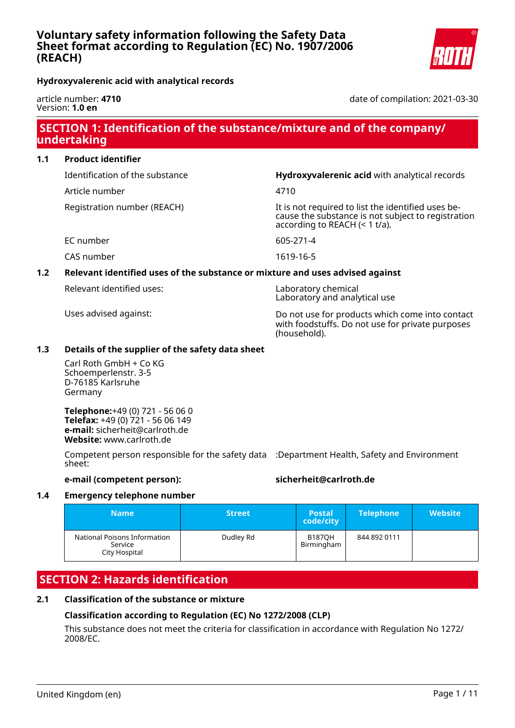# Voluntary safety information following the Safety Data Sheet format according to Regulation (EC) No. 1907/2006 (REACH)

**Hydroxyvalerenic acid with analytical records**

article number: **4710**
Version: **1.0 en**

date of compilation: 2021-03-30

## SECTION 1: Identification of the substance/mixture and of the company/undertaking

### 1.1 Product identifier

| | |
|---|---|
| Identification of the substance | **Hydroxyvalerenic acid** with analytical records |
| Article number | 4710 |
| Registration number (REACH) | It is not required to list the identified uses because the substance is not subject to registration according to REACH (< 1 t/a). |
| EC number | 605-271-4 |
| CAS number | 1619-16-5 |

### 1.2 Relevant identified uses of the substance or mixture and uses advised against

| | |
|---|---|
| Relevant identified uses: | Laboratory chemical<br>Laboratory and analytical use |
| Uses advised against: | Do not use for products which come into contact with foodstuffs. Do not use for private purposes (household). |

### 1.3 Details of the supplier of the safety data sheet

Carl Roth GmbH + Co KG
Schoemperlenstr. 3-5
D-76185 Karlsruhe
Germany

**Telephone:**+49 (0) 721 - 56 06 0
**Telefax:** +49 (0) 721 - 56 06 149
**e-mail:** sicherheit@carlroth.de
**Website:** www.carlroth.de

Competent person responsible for the safety data sheet: :Department Health, Safety and Environment

**e-mail (competent person):** **sicherheit@carlroth.de**

### 1.4 Emergency telephone number

| Name | Street | Postal code/city | Telephone | Website |
|---|---|---|---|---|
| National Poisons Information Service City Hospital | Dudley Rd | B187QH Birmingham | 844 892 0111 | |

## SECTION 2: Hazards identification

### 2.1 Classification of the substance or mixture

**Classification according to Regulation (EC) No 1272/2008 (CLP)**

This substance does not meet the criteria for classification in accordance with Regulation No 1272/2008/EC.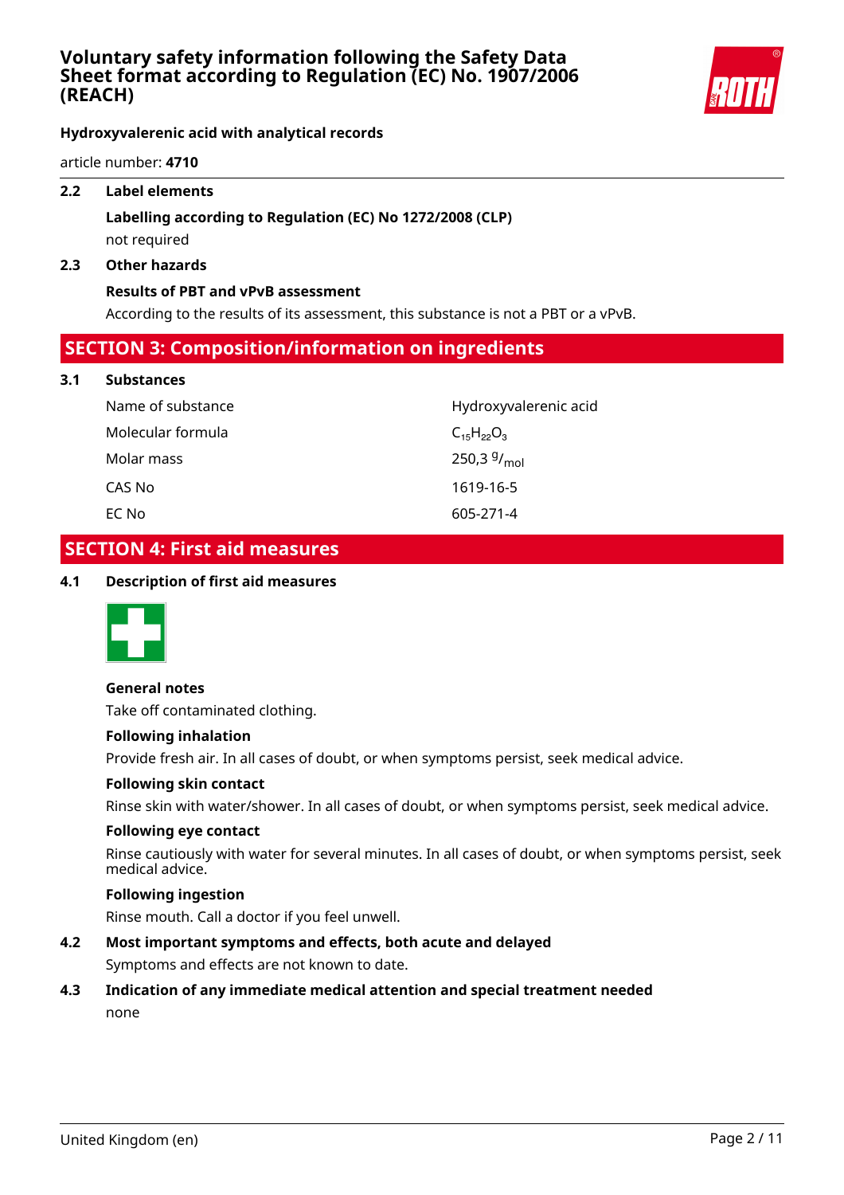### 2.2 Label elements

**Labelling according to Regulation (EC) No 1272/2008 (CLP)**

not required

### 2.3 Other hazards

**Results of PBT and vPvB assessment**

According to the results of its assessment, this substance is not a PBT or a vPvB.

## SECTION 3: Composition/information on ingredients

### 3.1 Substances

| | |
|---|---|
| Name of substance | Hydroxyvalerenic acid |
| Molecular formula | $C_{15}H_{22}O_3$ |
| Molar mass | 250,3 $^{g}/_{mol}$ |
| CAS No | 1619-16-5 |
| EC No | 605-271-4 |

## SECTION 4: First aid measures

### 4.1 Description of first aid measures

**General notes**

Take off contaminated clothing.

**Following inhalation**

Provide fresh air. In all cases of doubt, or when symptoms persist, seek medical advice.

**Following skin contact**

Rinse skin with water/shower. In all cases of doubt, or when symptoms persist, seek medical advice.

**Following eye contact**

Rinse cautiously with water for several minutes. In all cases of doubt, or when symptoms persist, seek medical advice.

**Following ingestion**

Rinse mouth. Call a doctor if you feel unwell.

### 4.2 Most important symptoms and effects, both acute and delayed

Symptoms and effects are not known to date.

### 4.3 Indication of any immediate medical attention and special treatment needed

none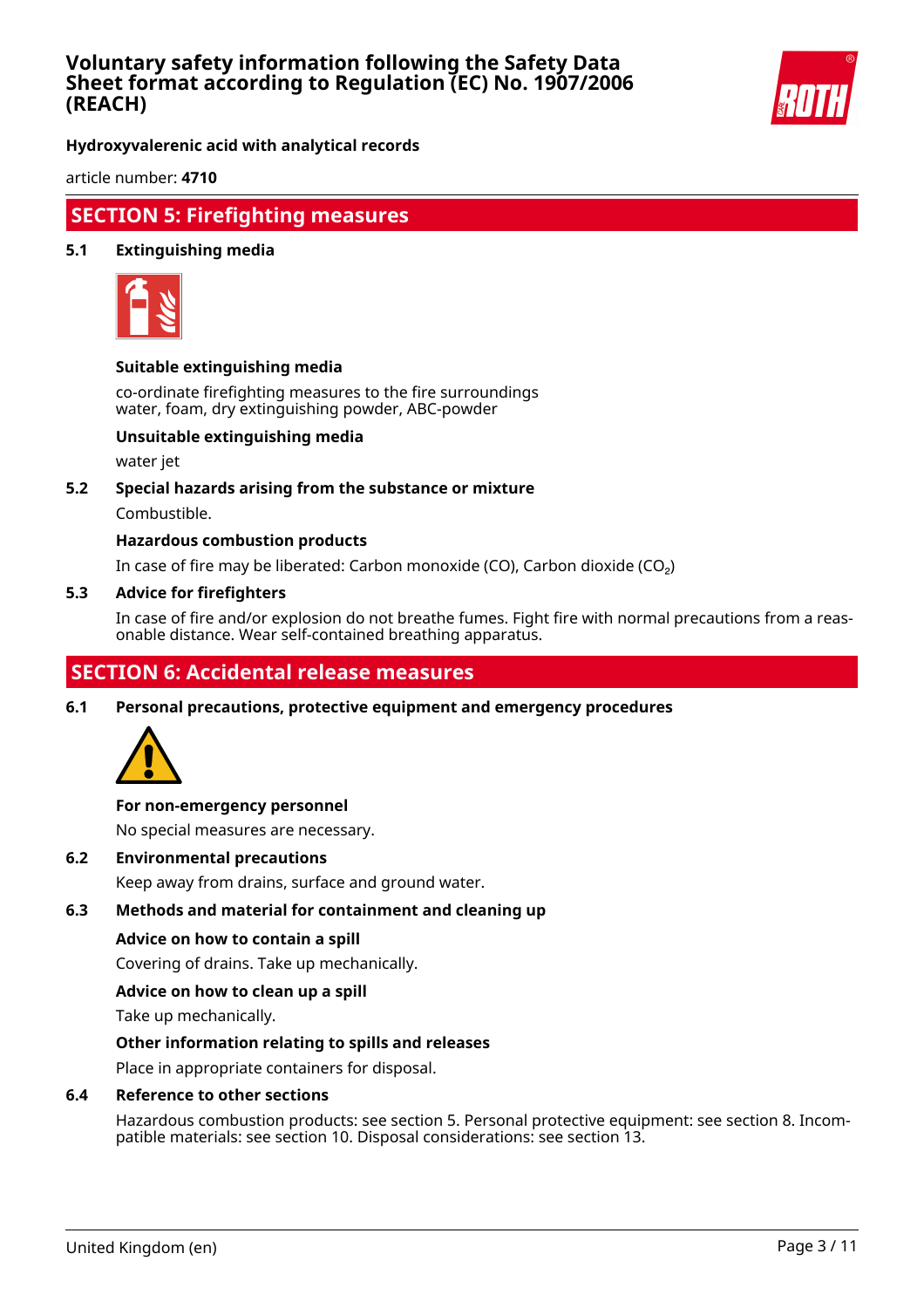## SECTION 5: Firefighting measures

### 5.1 Extinguishing media

**Suitable extinguishing media**

co-ordinate firefighting measures to the fire surroundings
water, foam, dry extinguishing powder, ABC-powder

**Unsuitable extinguishing media**

water jet

### 5.2 Special hazards arising from the substance or mixture

Combustible.

**Hazardous combustion products**

In case of fire may be liberated: Carbon monoxide (CO), Carbon dioxide ($CO_2$)

### 5.3 Advice for firefighters

In case of fire and/or explosion do not breathe fumes. Fight fire with normal precautions from a reasonable distance. Wear self-contained breathing apparatus.

## SECTION 6: Accidental release measures

### 6.1 Personal precautions, protective equipment and emergency procedures

**For non-emergency personnel**

No special measures are necessary.

### 6.2 Environmental precautions

Keep away from drains, surface and ground water.

### 6.3 Methods and material for containment and cleaning up

**Advice on how to contain a spill**

Covering of drains. Take up mechanically.

**Advice on how to clean up a spill**

Take up mechanically.

**Other information relating to spills and releases**

Place in appropriate containers for disposal.

### 6.4 Reference to other sections

Hazardous combustion products: see section 5. Personal protective equipment: see section 8. Incompatible materials: see section 10. Disposal considerations: see section 13.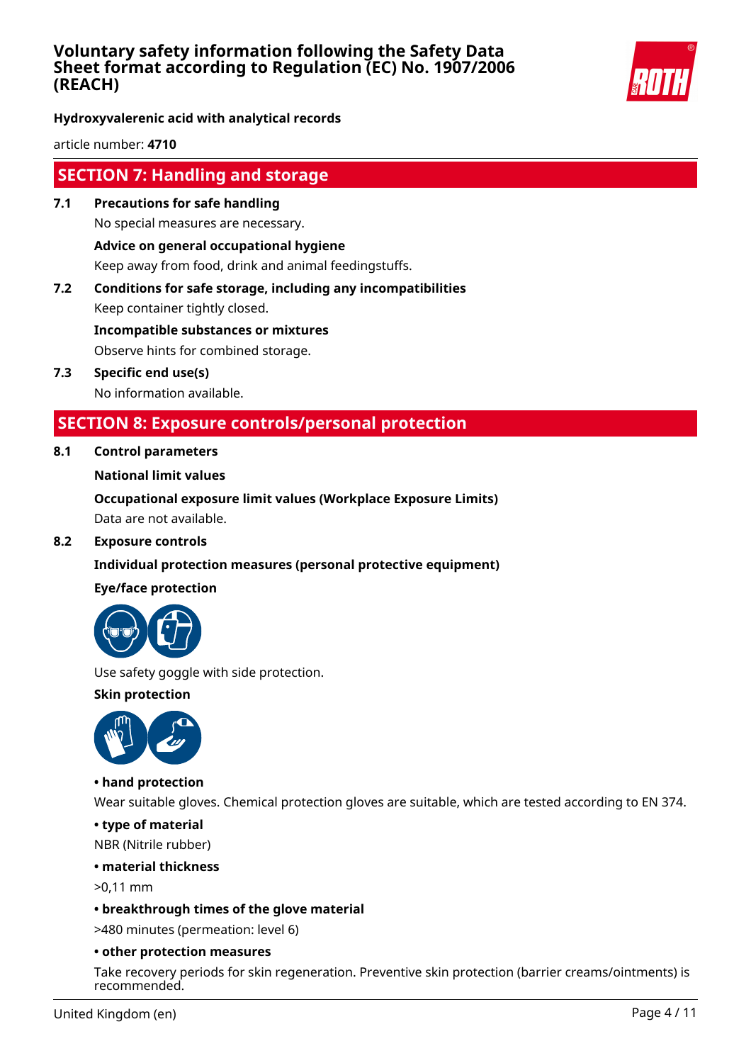## SECTION 7: Handling and storage

**7.1 Precautions for safe handling**

No special measures are necessary.

**Advice on general occupational hygiene**

Keep away from food, drink and animal feedingstuffs.

**7.2 Conditions for safe storage, including any incompatibilities**

Keep container tightly closed.

**Incompatible substances or mixtures**

Observe hints for combined storage.

**7.3 Specific end use(s)**

No information available.

## SECTION 8: Exposure controls/personal protection

**8.1 Control parameters**

**National limit values**

**Occupational exposure limit values (Workplace Exposure Limits)**

Data are not available.

**8.2 Exposure controls**

**Individual protection measures (personal protective equipment)**

**Eye/face protection**

Use safety goggle with side protection.

**Skin protection**

**• hand protection**

Wear suitable gloves. Chemical protection gloves are suitable, which are tested according to EN 374.

**• type of material**

NBR (Nitrile rubber)

**• material thickness**

>0,11 mm

**• breakthrough times of the glove material**

>480 minutes (permeation: level 6)

**• other protection measures**

Take recovery periods for skin regeneration. Preventive skin protection (barrier creams/ointments) is recommended.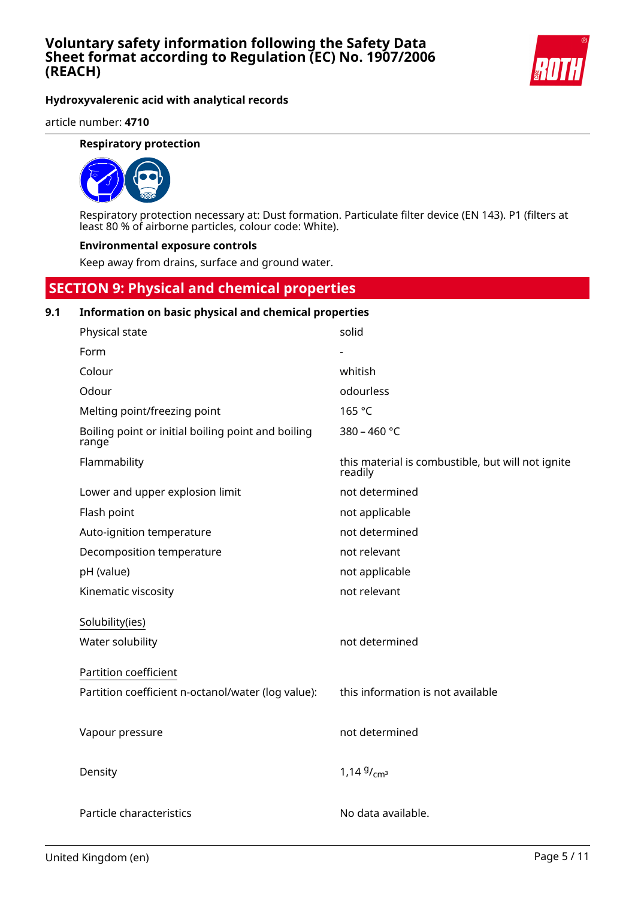**Respiratory protection**

Respiratory protection necessary at: Dust formation. Particulate filter device (EN 143). P1 (filters at least 80 % of airborne particles, colour code: White).

**Environmental exposure controls**

Keep away from drains, surface and ground water.

## SECTION 9: Physical and chemical properties

### 9.1 Information on basic physical and chemical properties

| | |
|---|---|
| Physical state | solid |
| Form | - |
| Colour | whitish |
| Odour | odourless |
| Melting point/freezing point | 165 °C |
| Boiling point or initial boiling point and boiling range | 380 – 460 °C |
| Flammability | this material is combustible, but will not ignite readily |
| Lower and upper explosion limit | not determined |
| Flash point | not applicable |
| Auto-ignition temperature | not determined |
| Decomposition temperature | not relevant |
| pH (value) | not applicable |
| Kinematic viscosity | not relevant |

Solubility(ies)

| | |
|---|---|
| Water solubility | not determined |

Partition coefficient

| | |
|---|---|
| Partition coefficient n-octanol/water (log value): | this information is not available |
| Vapour pressure | not determined |
| Density | 1,14 $^{g}/_{cm^3}$ |
| Particle characteristics | No data available. |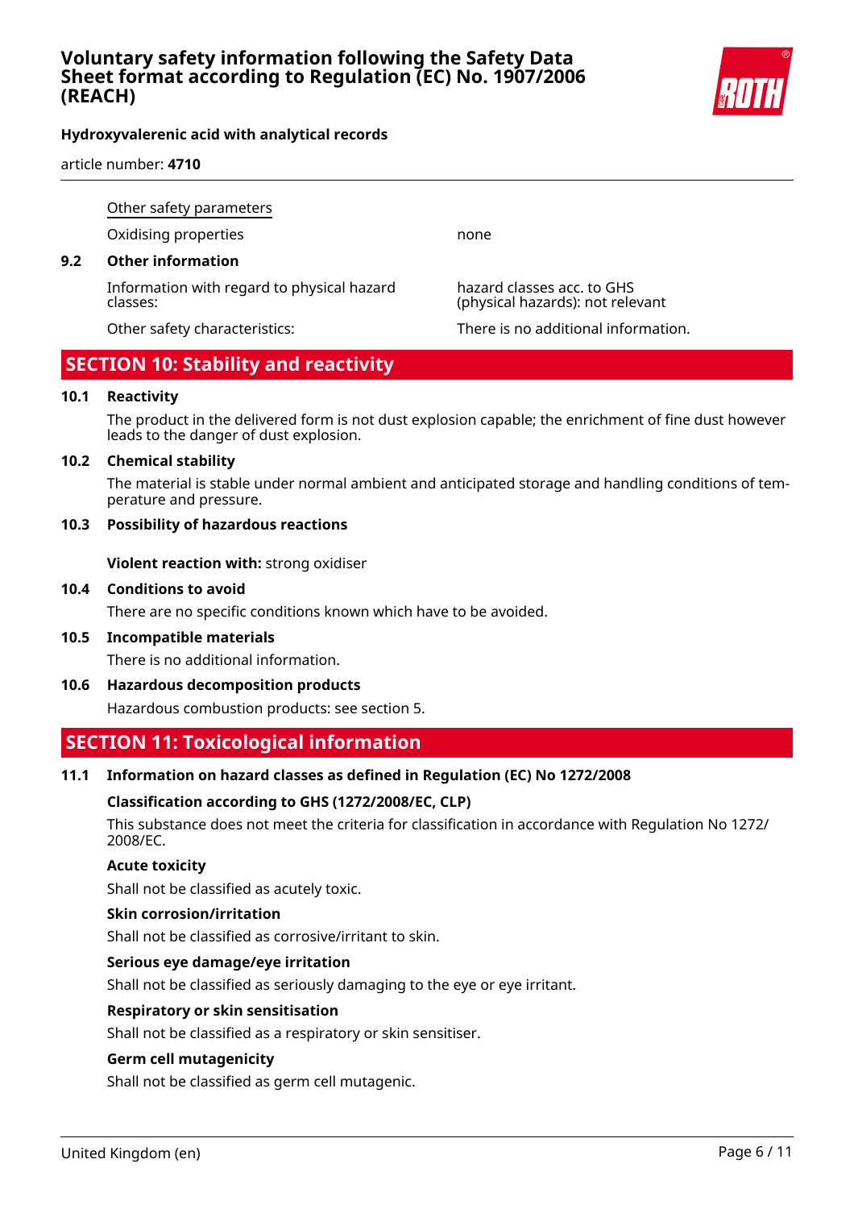Other safety parameters

| | |
|---|---|
| Oxidising properties | none |

### 9.2 Other information

| | |
|---|---|
| Information with regard to physical hazard classes: | hazard classes acc. to GHS (physical hazards): not relevant |
| Other safety characteristics: | There is no additional information. |

## SECTION 10: Stability and reactivity

### 10.1 Reactivity

The product in the delivered form is not dust explosion capable; the enrichment of fine dust however leads to the danger of dust explosion.

### 10.2 Chemical stability

The material is stable under normal ambient and anticipated storage and handling conditions of temperature and pressure.

### 10.3 Possibility of hazardous reactions

**Violent reaction with:** strong oxidiser

### 10.4 Conditions to avoid

There are no specific conditions known which have to be avoided.

### 10.5 Incompatible materials

There is no additional information.

### 10.6 Hazardous decomposition products

Hazardous combustion products: see section 5.

## SECTION 11: Toxicological information

### 11.1 Information on hazard classes as defined in Regulation (EC) No 1272/2008

**Classification according to GHS (1272/2008/EC, CLP)**

This substance does not meet the criteria for classification in accordance with Regulation No 1272/2008/EC.

**Acute toxicity**

Shall not be classified as acutely toxic.

**Skin corrosion/irritation**

Shall not be classified as corrosive/irritant to skin.

**Serious eye damage/eye irritation**

Shall not be classified as seriously damaging to the eye or eye irritant.

**Respiratory or skin sensitisation**

Shall not be classified as a respiratory or skin sensitiser.

**Germ cell mutagenicity**

Shall not be classified as germ cell mutagenic.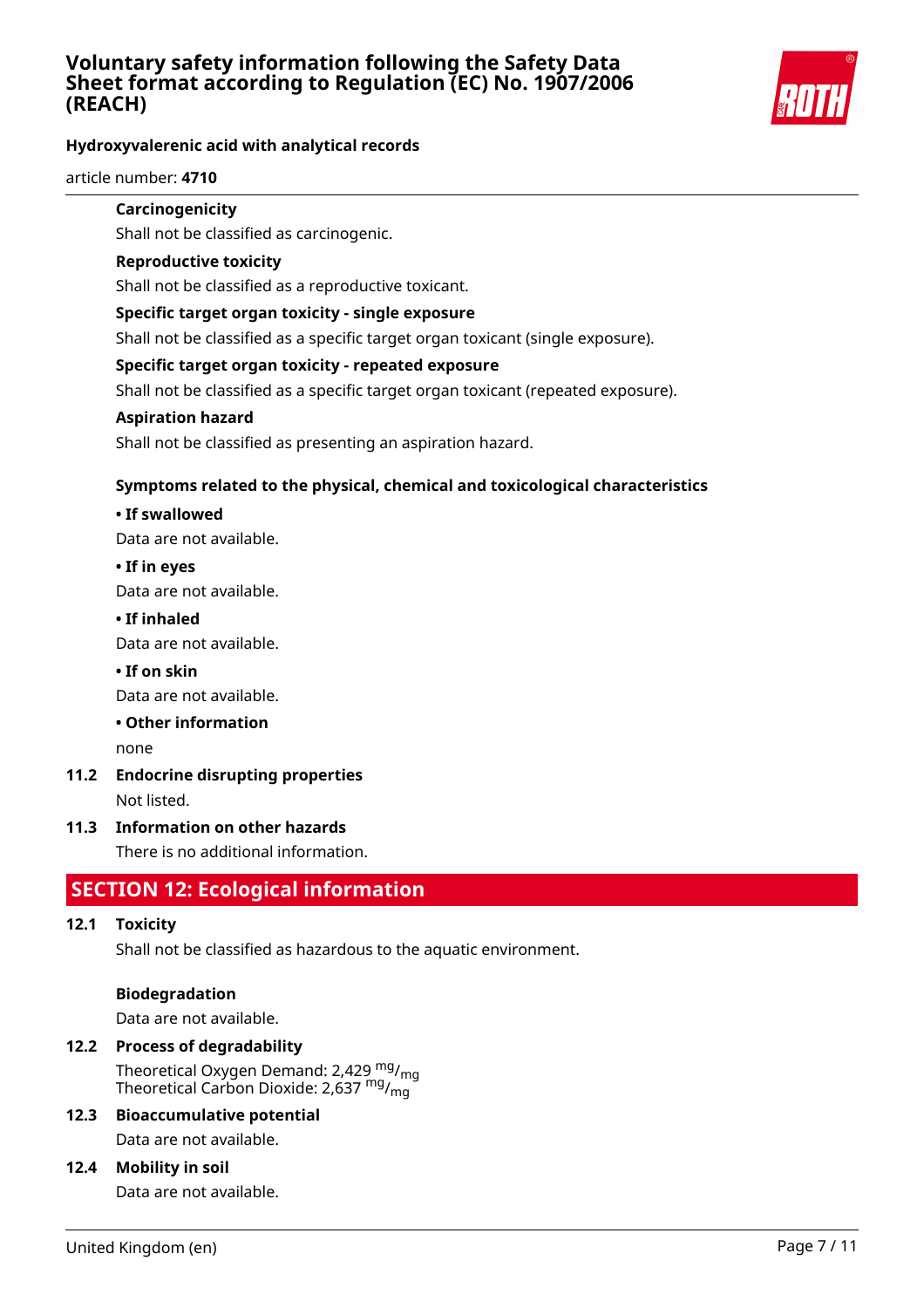**Carcinogenicity**

Shall not be classified as carcinogenic.

**Reproductive toxicity**

Shall not be classified as a reproductive toxicant.

**Specific target organ toxicity - single exposure**

Shall not be classified as a specific target organ toxicant (single exposure).

**Specific target organ toxicity - repeated exposure**

Shall not be classified as a specific target organ toxicant (repeated exposure).

**Aspiration hazard**

Shall not be classified as presenting an aspiration hazard.

**Symptoms related to the physical, chemical and toxicological characteristics**

**• If swallowed**

Data are not available.

**• If in eyes**

Data are not available.

**• If inhaled**

Data are not available.

**• If on skin**

Data are not available.

**• Other information**

none

**11.2 Endocrine disrupting properties**

Not listed.

**11.3 Information on other hazards**

There is no additional information.

## SECTION 12: Ecological information

**12.1 Toxicity**

Shall not be classified as hazardous to the aquatic environment.

**Biodegradation**

Data are not available.

**12.2 Process of degradability**

Theoretical Oxygen Demand: 2,429 $^{mg}/_{mg}$
Theoretical Carbon Dioxide: 2,637 $^{mg}/_{mg}$

**12.3 Bioaccumulative potential**

Data are not available.

**12.4 Mobility in soil**

Data are not available.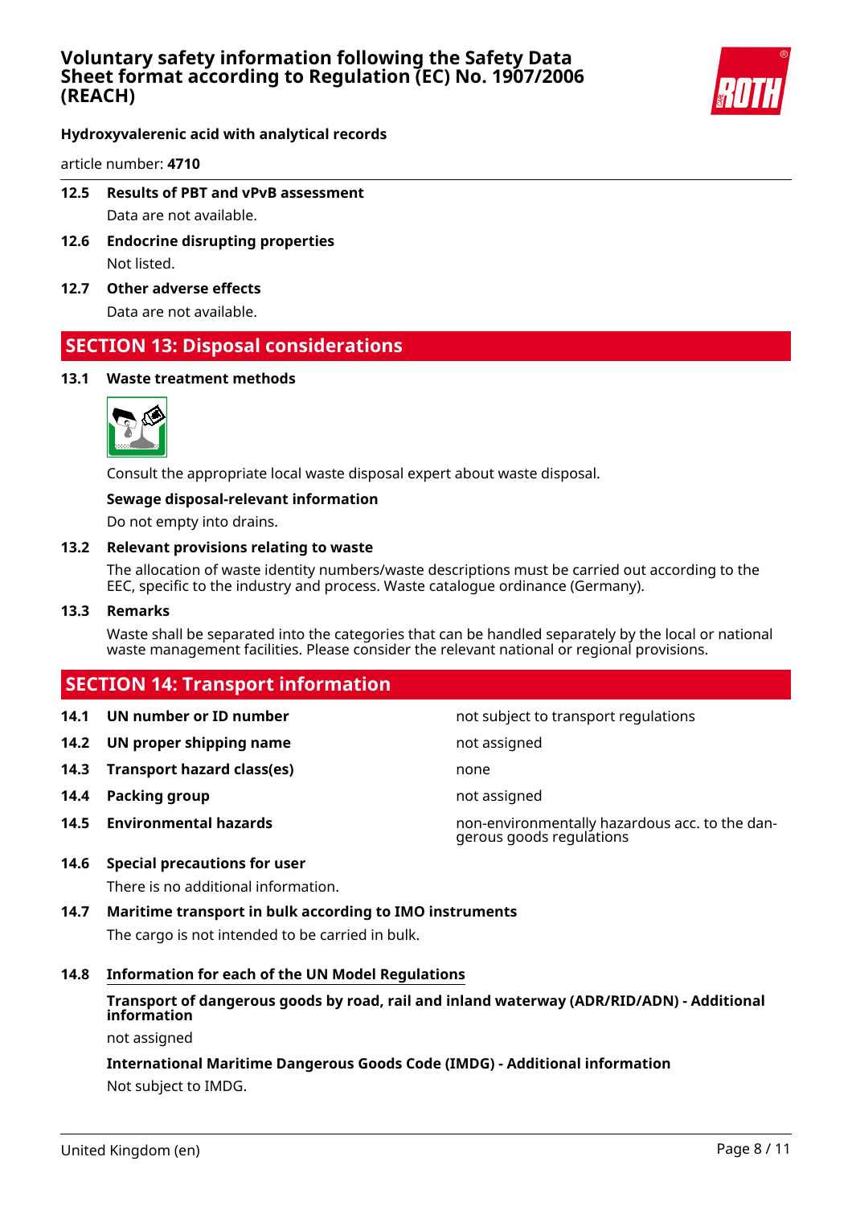**12.5 Results of PBT and vPvB assessment**

Data are not available.

**12.6 Endocrine disrupting properties**

Not listed.

**12.7 Other adverse effects**

Data are not available.

## SECTION 13: Disposal considerations

**13.1 Waste treatment methods**

Consult the appropriate local waste disposal expert about waste disposal.

**Sewage disposal-relevant information**

Do not empty into drains.

**13.2 Relevant provisions relating to waste**

The allocation of waste identity numbers/waste descriptions must be carried out according to the EEC, specific to the industry and process. Waste catalogue ordinance (Germany).

**13.3 Remarks**

Waste shall be separated into the categories that can be handled separately by the local or national waste management facilities. Please consider the relevant national or regional provisions.

## SECTION 14: Transport information

| | | |
|---|---|---|
| **14.1** | **UN number or ID number** | not subject to transport regulations |
| **14.2** | **UN proper shipping name** | not assigned |
| **14.3** | **Transport hazard class(es)** | none |
| **14.4** | **Packing group** | not assigned |
| **14.5** | **Environmental hazards** | non-environmentally hazardous acc. to the dangerous goods regulations |

**14.6 Special precautions for user**

There is no additional information.

**14.7 Maritime transport in bulk according to IMO instruments**

The cargo is not intended to be carried in bulk.

**14.8 Information for each of the UN Model Regulations**

**Transport of dangerous goods by road, rail and inland waterway (ADR/RID/ADN) - Additional information**

not assigned

**International Maritime Dangerous Goods Code (IMDG) - Additional information**

Not subject to IMDG.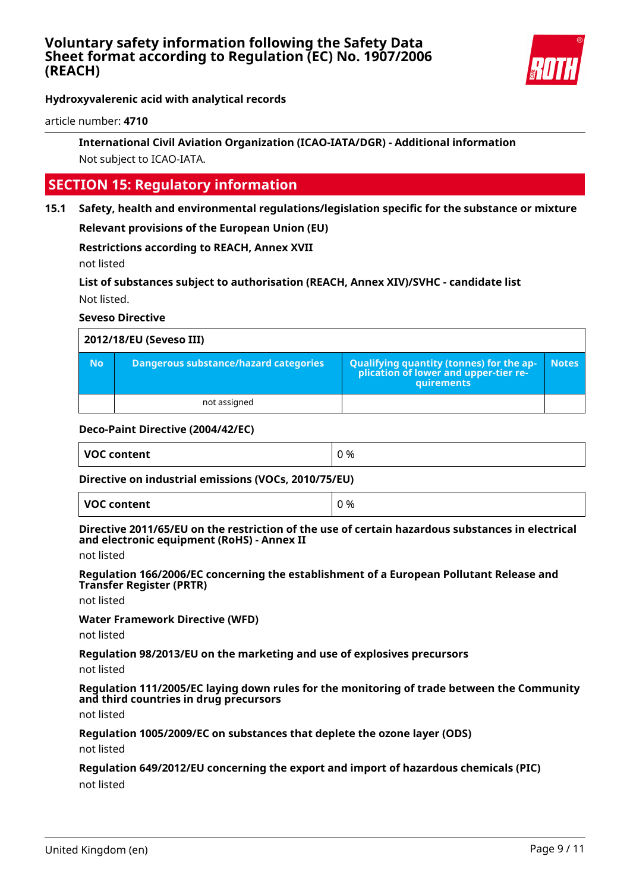**Hydroxyvalerenic acid with analytical records**

article number: **4710**

**International Civil Aviation Organization (ICAO-IATA/DGR) - Additional information**

Not subject to ICAO-IATA.

## SECTION 15: Regulatory information

### 15.1 Safety, health and environmental regulations/legislation specific for the substance or mixture

**Relevant provisions of the European Union (EU)**

**Restrictions according to REACH, Annex XVII**

not listed

**List of substances subject to authorisation (REACH, Annex XIV)/SVHC - candidate list**

Not listed.

**Seveso Directive**

| 2012/18/EU (Seveso III) | | | |
|---|---|---|---|
| **No** | **Dangerous substance/hazard categories** | **Qualifying quantity (tonnes) for the application of lower and upper-tier requirements** | **Notes** |
| | not assigned | | |

**Deco-Paint Directive (2004/42/EC)**

| VOC content | 0 % |
|---|---|

**Directive on industrial emissions (VOCs, 2010/75/EU)**

| VOC content | 0 % |
|---|---|

**Directive 2011/65/EU on the restriction of the use of certain hazardous substances in electrical and electronic equipment (RoHS) - Annex II**

not listed

**Regulation 166/2006/EC concerning the establishment of a European Pollutant Release and Transfer Register (PRTR)**

not listed

**Water Framework Directive (WFD)**

not listed

**Regulation 98/2013/EU on the marketing and use of explosives precursors**

not listed

**Regulation 111/2005/EC laying down rules for the monitoring of trade between the Community and third countries in drug precursors**

not listed

**Regulation 1005/2009/EC on substances that deplete the ozone layer (ODS)**

not listed

**Regulation 649/2012/EU concerning the export and import of hazardous chemicals (PIC)**

not listed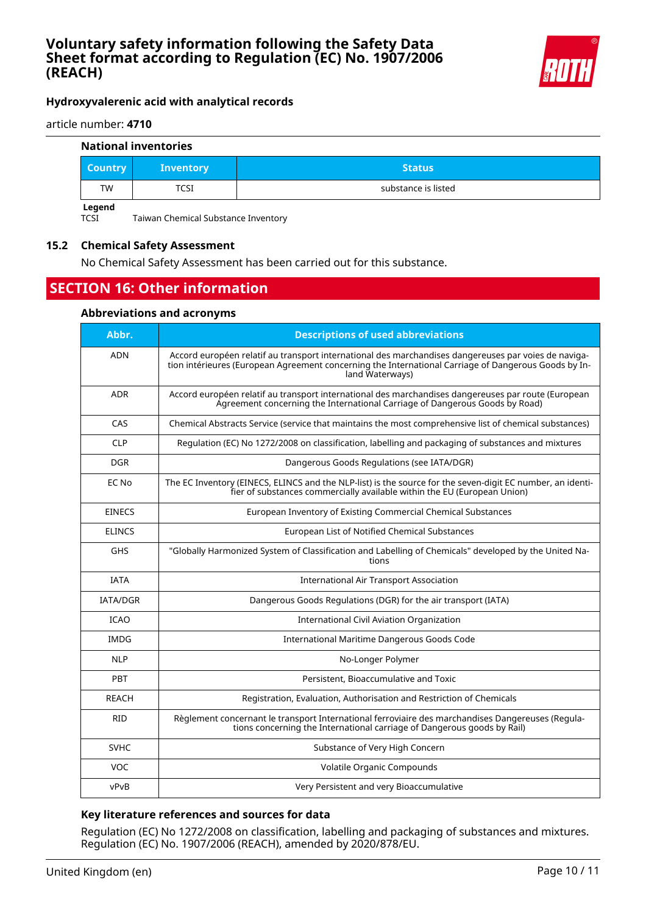### National inventories

| Country | Inventory | Status |
|---|---|---|
| TW | TCSI | substance is listed |

**Legend**
TCSI Taiwan Chemical Substance Inventory

### 15.2 Chemical Safety Assessment

No Chemical Safety Assessment has been carried out for this substance.

## SECTION 16: Other information

### Abbreviations and acronyms

| Abbr. | Descriptions of used abbreviations |
|---|---|
| ADN | Accord européen relatif au transport international des marchandises dangereuses par voies de navigation intérieures (European Agreement concerning the International Carriage of Dangerous Goods by Inland Waterways) |
| ADR | Accord européen relatif au transport international des marchandises dangereuses par route (European Agreement concerning the International Carriage of Dangerous Goods by Road) |
| CAS | Chemical Abstracts Service (service that maintains the most comprehensive list of chemical substances) |
| CLP | Regulation (EC) No 1272/2008 on classification, labelling and packaging of substances and mixtures |
| DGR | Dangerous Goods Regulations (see IATA/DGR) |
| EC No | The EC Inventory (EINECS, ELINCS and the NLP-list) is the source for the seven-digit EC number, an identifier of substances commercially available within the EU (European Union) |
| EINECS | European Inventory of Existing Commercial Chemical Substances |
| ELINCS | European List of Notified Chemical Substances |
| GHS | "Globally Harmonized System of Classification and Labelling of Chemicals" developed by the United Nations |
| IATA | International Air Transport Association |
| IATA/DGR | Dangerous Goods Regulations (DGR) for the air transport (IATA) |
| ICAO | International Civil Aviation Organization |
| IMDG | International Maritime Dangerous Goods Code |
| NLP | No-Longer Polymer |
| PBT | Persistent, Bioaccumulative and Toxic |
| REACH | Registration, Evaluation, Authorisation and Restriction of Chemicals |
| RID | Règlement concernant le transport International ferroviaire des marchandises Dangereuses (Regulations concerning the International carriage of Dangerous goods by Rail) |
| SVHC | Substance of Very High Concern |
| VOC | Volatile Organic Compounds |
| vPvB | Very Persistent and very Bioaccumulative |

### Key literature references and sources for data

Regulation (EC) No 1272/2008 on classification, labelling and packaging of substances and mixtures. Regulation (EC) No. 1907/2006 (REACH), amended by 2020/878/EU.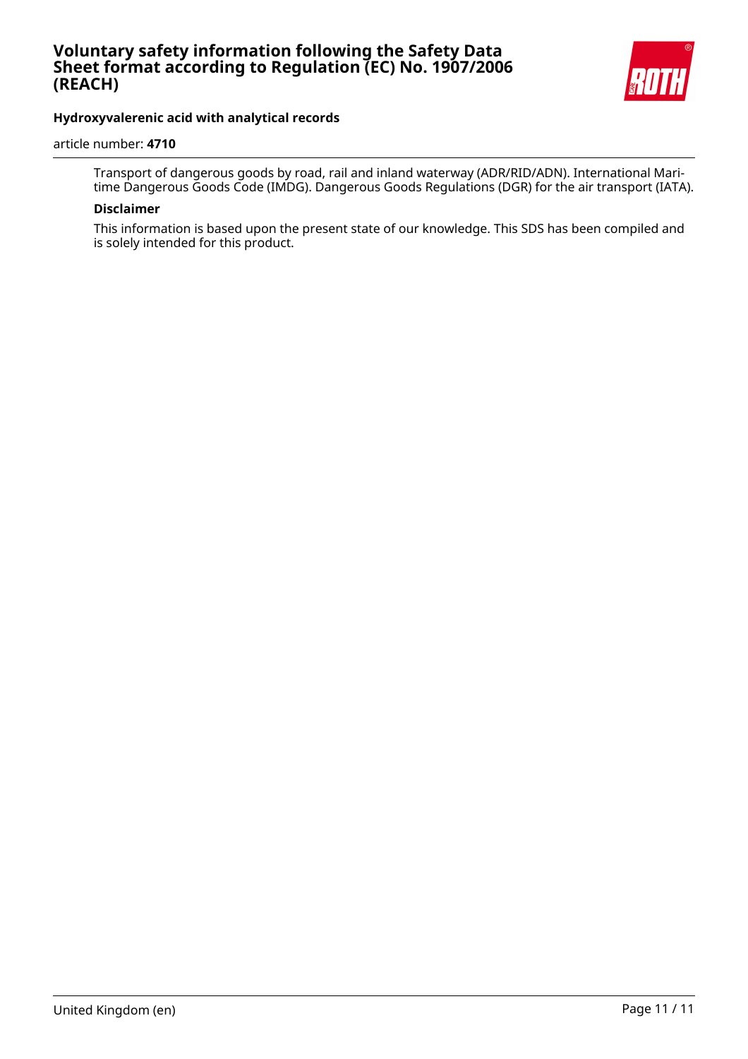Transport of dangerous goods by road, rail and inland waterway (ADR/RID/ADN). International Maritime Dangerous Goods Code (IMDG). Dangerous Goods Regulations (DGR) for the air transport (IATA).

**Disclaimer**

This information is based upon the present state of our knowledge. This SDS has been compiled and is solely intended for this product.